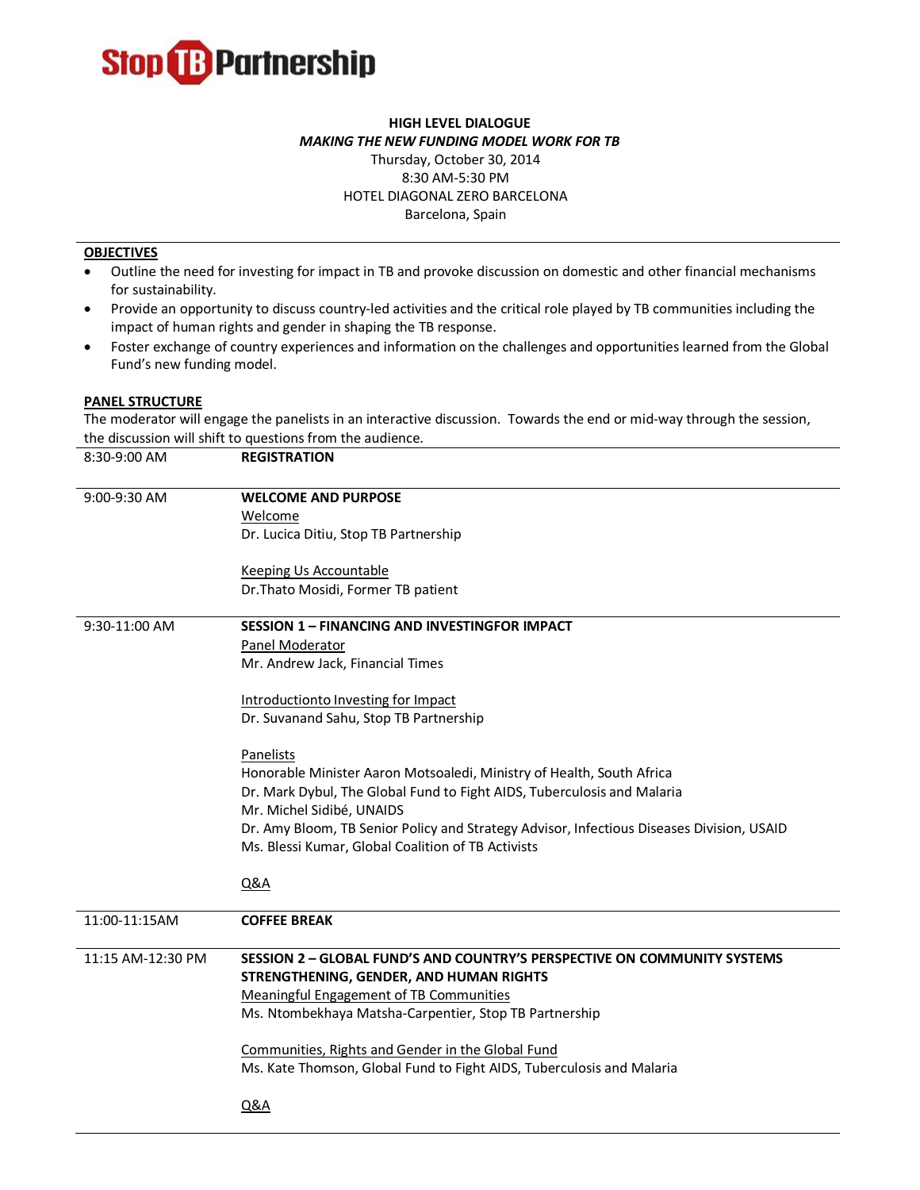**Stop TB Partnership**

**HIGH LEVEL DIALOGUE**
***MAKING THE NEW FUNDING MODEL WORK FOR TB***
Thursday, October 30, 2014
8:30 AM-5:30 PM
HOTEL DIAGONAL ZERO BARCELONA
Barcelona, Spain

## OBJECTIVES

- Outline the need for investing for impact in TB and provoke discussion on domestic and other financial mechanisms for sustainability.
- Provide an opportunity to discuss country-led activities and the critical role played by TB communities including the impact of human rights and gender in shaping the TB response.
- Foster exchange of country experiences and information on the challenges and opportunities learned from the Global Fund's new funding model.

## PANEL STRUCTURE

The moderator will engage the panelists in an interactive discussion. Towards the end or mid-way through the session, the discussion will shift to questions from the audience.

| | |
|---|---|
| 8:30-9:00 AM | **REGISTRATION** |
| 9:00-9:30 AM | **WELCOME AND PURPOSE**<br>Welcome<br>Dr. Lucica Ditiu, Stop TB Partnership<br><br>Keeping Us Accountable<br>Dr.Thato Mosidi, Former TB patient |
| 9:30-11:00 AM | **SESSION 1 – FINANCING AND INVESTINGFOR IMPACT**<br>Panel Moderator<br>Mr. Andrew Jack, Financial Times<br><br>Introductionto Investing for Impact<br>Dr. Suvanand Sahu, Stop TB Partnership<br><br>Panelists<br>Honorable Minister Aaron Motsoaledi, Ministry of Health, South Africa<br>Dr. Mark Dybul, The Global Fund to Fight AIDS, Tuberculosis and Malaria<br>Mr. Michel Sidibé, UNAIDS<br>Dr. Amy Bloom, TB Senior Policy and Strategy Advisor, Infectious Diseases Division, USAID<br>Ms. Blessi Kumar, Global Coalition of TB Activists<br><br>Q&A |
| 11:00-11:15AM | **COFFEE BREAK** |
| 11:15 AM-12:30 PM | **SESSION 2 – GLOBAL FUND'S AND COUNTRY'S PERSPECTIVE ON COMMUNITY SYSTEMS STRENGTHENING, GENDER, AND HUMAN RIGHTS**<br>Meaningful Engagement of TB Communities<br>Ms. Ntombekhaya Matsha-Carpentier, Stop TB Partnership<br><br>Communities, Rights and Gender in the Global Fund<br>Ms. Kate Thomson, Global Fund to Fight AIDS, Tuberculosis and Malaria<br><br>Q&A |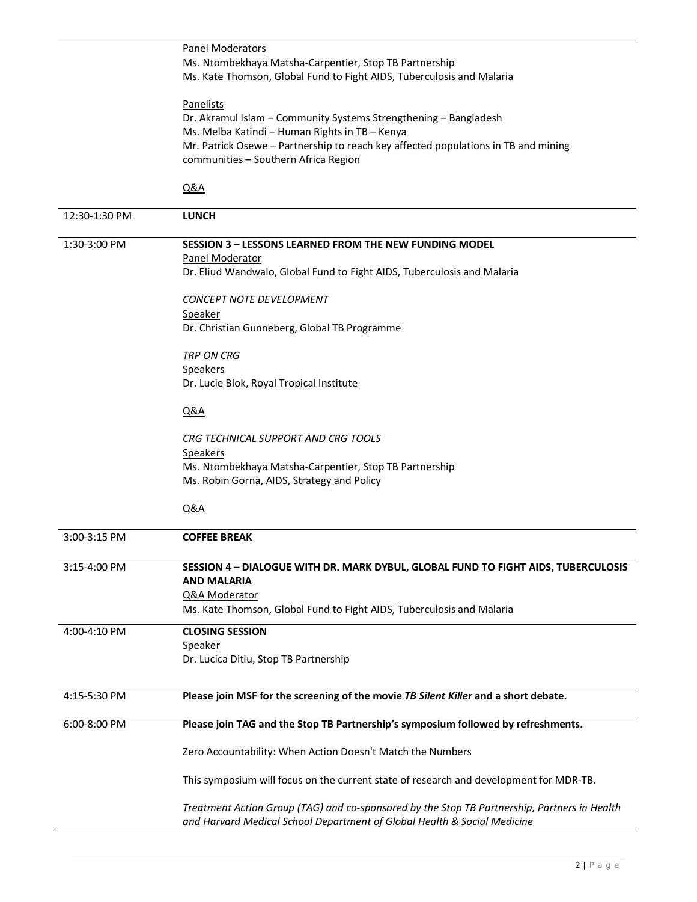| | |
|---|---|
| | Panel Moderators<br>Ms. Ntombekhaya Matsha-Carpentier, Stop TB Partnership<br>Ms. Kate Thomson, Global Fund to Fight AIDS, Tuberculosis and Malaria<br><br>Panelists<br>Dr. Akramul Islam – Community Systems Strengthening – Bangladesh<br>Ms. Melba Katindi – Human Rights in TB – Kenya<br>Mr. Patrick Osewe – Partnership to reach key affected populations in TB and mining communities – Southern Africa Region<br><br>Q&A |
| 12:30-1:30 PM | **LUNCH** |
| 1:30-3:00 PM | **SESSION 3 – LESSONS LEARNED FROM THE NEW FUNDING MODEL**<br>Panel Moderator<br>Dr. Eliud Wandwalo, Global Fund to Fight AIDS, Tuberculosis and Malaria<br><br>*CONCEPT NOTE DEVELOPMENT*<br>Speaker<br>Dr. Christian Gunneberg, Global TB Programme<br><br>*TRP ON CRG*<br>Speakers<br>Dr. Lucie Blok, Royal Tropical Institute<br><br>Q&A<br><br>*CRG TECHNICAL SUPPORT AND CRG TOOLS*<br>Speakers<br>Ms. Ntombekhaya Matsha-Carpentier, Stop TB Partnership<br>Ms. Robin Gorna, AIDS, Strategy and Policy<br><br>Q&A |
| 3:00-3:15 PM | **COFFEE BREAK** |
| 3:15-4:00 PM | **SESSION 4 – DIALOGUE WITH DR. MARK DYBUL, GLOBAL FUND TO FIGHT AIDS, TUBERCULOSIS AND MALARIA**<br>Q&A Moderator<br>Ms. Kate Thomson, Global Fund to Fight AIDS, Tuberculosis and Malaria |
| 4:00-4:10 PM | **CLOSING SESSION**<br>Speaker<br>Dr. Lucica Ditiu, Stop TB Partnership |
| 4:15-5:30 PM | **Please join MSF for the screening of the movie *TB Silent Killer* and a short debate.** |
| 6:00-8:00 PM | **Please join TAG and the Stop TB Partnership's symposium followed by refreshments.**<br><br>Zero Accountability: When Action Doesn't Match the Numbers<br><br>This symposium will focus on the current state of research and development for MDR-TB.<br><br>*Treatment Action Group (TAG) and co-sponsored by the Stop TB Partnership, Partners in Health and Harvard Medical School Department of Global Health & Social Medicine* |